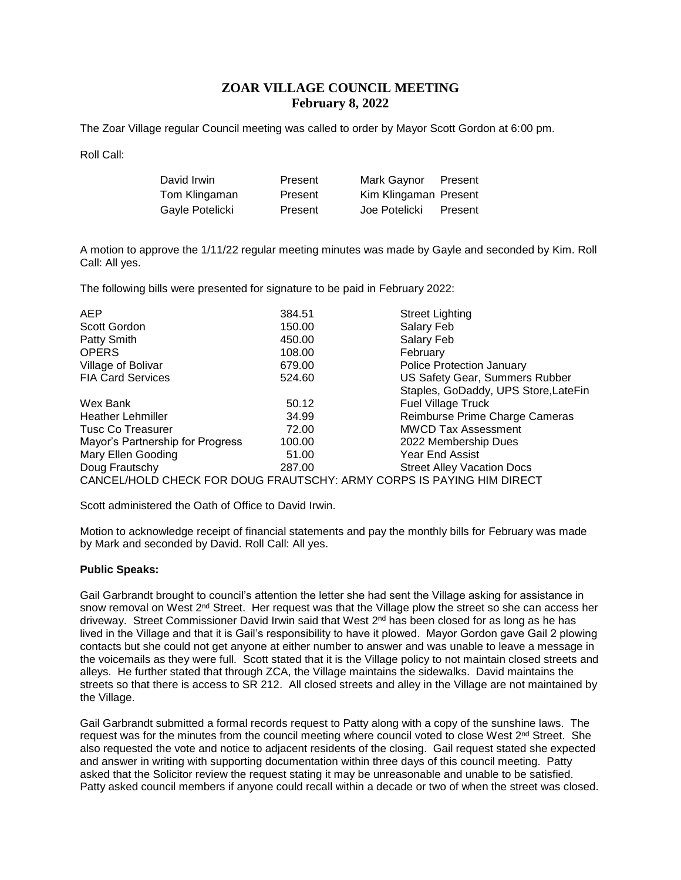# ZOAR VILLAGE COUNCIL MEETING
## February 8, 2022

The Zoar Village regular Council meeting was called to order by Mayor Scott Gordon at 6:00 pm.

Roll Call:

| | | | |
|---|---|---|---|
| David Irwin | Present | Mark Gaynor | Present |
| Tom Klingaman | Present | Kim Klingaman | Present |
| Gayle Potelicki | Present | Joe Potelicki | Present |

A motion to approve the 1/11/22 regular meeting minutes was made by Gayle and seconded by Kim. Roll Call: All yes.

The following bills were presented for signature to be paid in February 2022:

| | | |
|---|---|---|
| AEP | 384.51 | Street Lighting |
| Scott Gordon | 150.00 | Salary Feb |
| Patty Smith | 450.00 | Salary Feb |
| OPERS | 108.00 | February |
| Village of Bolivar | 679.00 | Police Protection January |
| FIA Card Services | 524.60 | US Safety Gear, Summers Rubber Staples, GoDaddy, UPS Store,LateFin |
| Wex Bank | 50.12 | Fuel Village Truck |
| Heather Lehmiller | 34.99 | Reimburse Prime Charge Cameras |
| Tusc Co Treasurer | 72.00 | MWCD Tax Assessment |
| Mayor's Partnership for Progress | 100.00 | 2022 Membership Dues |
| Mary Ellen Gooding | 51.00 | Year End Assist |
| Doug Frautschy | 287.00 | Street Alley Vacation Docs |

CANCEL/HOLD CHECK FOR DOUG FRAUTSCHY: ARMY CORPS IS PAYING HIM DIRECT

Scott administered the Oath of Office to David Irwin.

Motion to acknowledge receipt of financial statements and pay the monthly bills for February was made by Mark and seconded by David. Roll Call: All yes.

**Public Speaks:**

Gail Garbrandt brought to council's attention the letter she had sent the Village asking for assistance in snow removal on West 2nd Street. Her request was that the Village plow the street so she can access her driveway. Street Commissioner David Irwin said that West 2nd has been closed for as long as he has lived in the Village and that it is Gail's responsibility to have it plowed. Mayor Gordon gave Gail 2 plowing contacts but she could not get anyone at either number to answer and was unable to leave a message in the voicemails as they were full. Scott stated that it is the Village policy to not maintain closed streets and alleys. He further stated that through ZCA, the Village maintains the sidewalks. David maintains the streets so that there is access to SR 212. All closed streets and alley in the Village are not maintained by the Village.

Gail Garbrandt submitted a formal records request to Patty along with a copy of the sunshine laws. The request was for the minutes from the council meeting where council voted to close West 2nd Street. She also requested the vote and notice to adjacent residents of the closing. Gail request stated she expected and answer in writing with supporting documentation within three days of this council meeting. Patty asked that the Solicitor review the request stating it may be unreasonable and unable to be satisfied. Patty asked council members if anyone could recall within a decade or two of when the street was closed.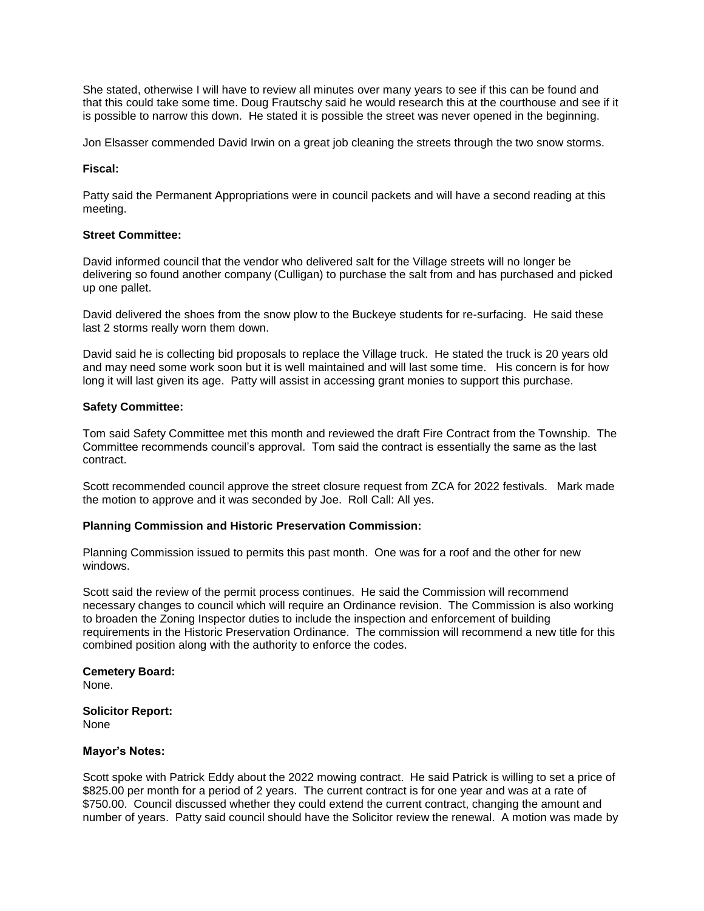She stated, otherwise I will have to review all minutes over many years to see if this can be found and that this could take some time. Doug Frautschy said he would research this at the courthouse and see if it is possible to narrow this down. He stated it is possible the street was never opened in the beginning.

Jon Elsasser commended David Irwin on a great job cleaning the streets through the two snow storms.

**Fiscal:**

Patty said the Permanent Appropriations were in council packets and will have a second reading at this meeting.

**Street Committee:**

David informed council that the vendor who delivered salt for the Village streets will no longer be delivering so found another company (Culligan) to purchase the salt from and has purchased and picked up one pallet.

David delivered the shoes from the snow plow to the Buckeye students for re-surfacing. He said these last 2 storms really worn them down.

David said he is collecting bid proposals to replace the Village truck. He stated the truck is 20 years old and may need some work soon but it is well maintained and will last some time. His concern is for how long it will last given its age. Patty will assist in accessing grant monies to support this purchase.

**Safety Committee:**

Tom said Safety Committee met this month and reviewed the draft Fire Contract from the Township. The Committee recommends council's approval. Tom said the contract is essentially the same as the last contract.

Scott recommended council approve the street closure request from ZCA for 2022 festivals. Mark made the motion to approve and it was seconded by Joe. Roll Call: All yes.

**Planning Commission and Historic Preservation Commission:**

Planning Commission issued to permits this past month. One was for a roof and the other for new windows.

Scott said the review of the permit process continues. He said the Commission will recommend necessary changes to council which will require an Ordinance revision. The Commission is also working to broaden the Zoning Inspector duties to include the inspection and enforcement of building requirements in the Historic Preservation Ordinance. The commission will recommend a new title for this combined position along with the authority to enforce the codes.

**Cemetery Board:**
None.

**Solicitor Report:**
None

**Mayor's Notes:**

Scott spoke with Patrick Eddy about the 2022 mowing contract. He said Patrick is willing to set a price of $825.00 per month for a period of 2 years. The current contract is for one year and was at a rate of $750.00. Council discussed whether they could extend the current contract, changing the amount and number of years. Patty said council should have the Solicitor review the renewal. A motion was made by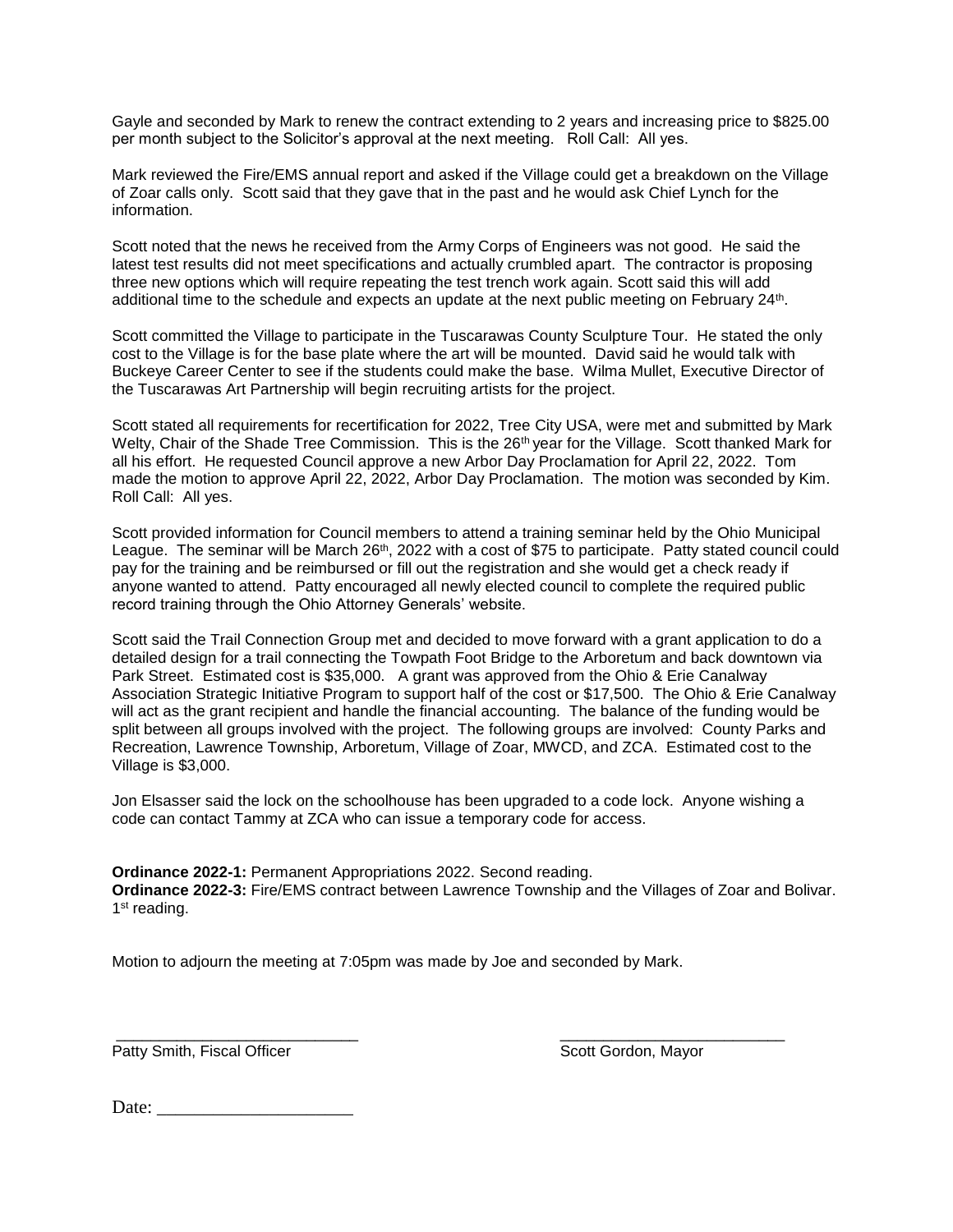Gayle and seconded by Mark to renew the contract extending to 2 years and increasing price to $825.00 per month subject to the Solicitor's approval at the next meeting. Roll Call: All yes.

Mark reviewed the Fire/EMS annual report and asked if the Village could get a breakdown on the Village of Zoar calls only. Scott said that they gave that in the past and he would ask Chief Lynch for the information.

Scott noted that the news he received from the Army Corps of Engineers was not good. He said the latest test results did not meet specifications and actually crumbled apart. The contractor is proposing three new options which will require repeating the test trench work again. Scott said this will add additional time to the schedule and expects an update at the next public meeting on February 24th.

Scott committed the Village to participate in the Tuscarawas County Sculpture Tour. He stated the only cost to the Village is for the base plate where the art will be mounted. David said he would talk with Buckeye Career Center to see if the students could make the base. Wilma Mullet, Executive Director of the Tuscarawas Art Partnership will begin recruiting artists for the project.

Scott stated all requirements for recertification for 2022, Tree City USA, were met and submitted by Mark Welty, Chair of the Shade Tree Commission. This is the 26th year for the Village. Scott thanked Mark for all his effort. He requested Council approve a new Arbor Day Proclamation for April 22, 2022. Tom made the motion to approve April 22, 2022, Arbor Day Proclamation. The motion was seconded by Kim. Roll Call: All yes.

Scott provided information for Council members to attend a training seminar held by the Ohio Municipal League. The seminar will be March 26th, 2022 with a cost of $75 to participate. Patty stated council could pay for the training and be reimbursed or fill out the registration and she would get a check ready if anyone wanted to attend. Patty encouraged all newly elected council to complete the required public record training through the Ohio Attorney Generals' website.

Scott said the Trail Connection Group met and decided to move forward with a grant application to do a detailed design for a trail connecting the Towpath Foot Bridge to the Arboretum and back downtown via Park Street. Estimated cost is $35,000. A grant was approved from the Ohio & Erie Canalway Association Strategic Initiative Program to support half of the cost or $17,500. The Ohio & Erie Canalway will act as the grant recipient and handle the financial accounting. The balance of the funding would be split between all groups involved with the project. The following groups are involved: County Parks and Recreation, Lawrence Township, Arboretum, Village of Zoar, MWCD, and ZCA. Estimated cost to the Village is $3,000.

Jon Elsasser said the lock on the schoolhouse has been upgraded to a code lock. Anyone wishing a code can contact Tammy at ZCA who can issue a temporary code for access.

**Ordinance 2022-1:** Permanent Appropriations 2022. Second reading.
**Ordinance 2022-3:** Fire/EMS contract between Lawrence Township and the Villages of Zoar and Bolivar. 1st reading.

Motion to adjourn the meeting at 7:05pm was made by Joe and seconded by Mark.

\_\_\_\_\_\_\_\_\_\_\_\_\_\_\_\_\_\_\_\_\_\_\_\_\_\_\_\_
Patty Smith, Fiscal Officer

\_\_\_\_\_\_\_\_\_\_\_\_\_\_\_\_\_\_\_\_\_\_\_\_\_\_\_\_
Scott Gordon, Mayor

Date: \_\_\_\_\_\_\_\_\_\_\_\_\_\_\_\_\_\_\_\_\_\_